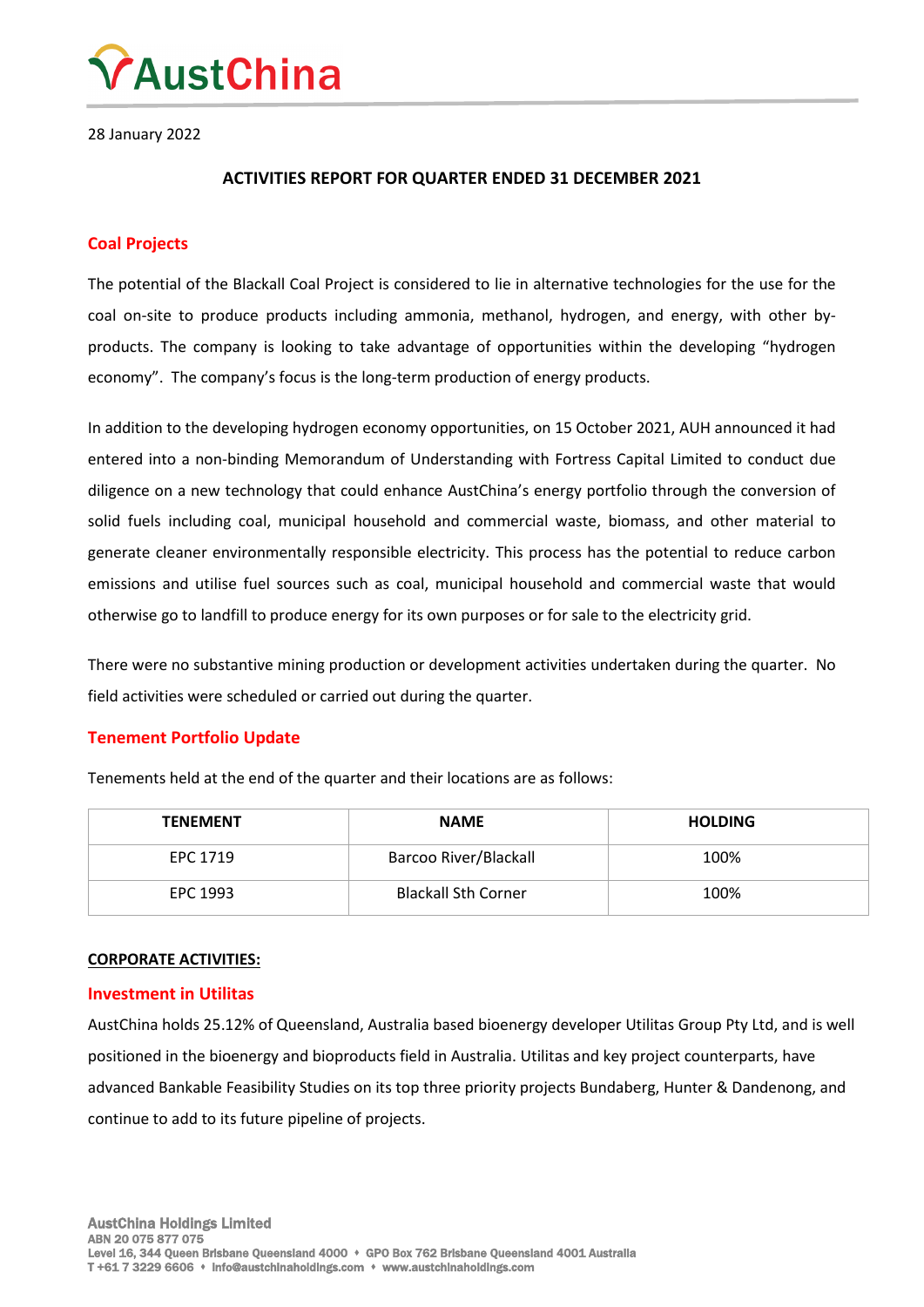# AustChina

28 January 2022

## ACTIVITIES REPORT FOR QUARTER ENDED 31 DECEMBER 2021

## Coal Projects

The potential of the Blackall Coal Project is considered to lie in alternative technologies for the use for the coal on-site to produce products including ammonia, methanol, hydrogen, and energy, with other by-products. The company is looking to take advantage of opportunities within the developing "hydrogen economy". The company's focus is the long-term production of energy products.

In addition to the developing hydrogen economy opportunities, on 15 October 2021, AUH announced it had entered into a non-binding Memorandum of Understanding with Fortress Capital Limited to conduct due diligence on a new technology that could enhance AustChina's energy portfolio through the conversion of solid fuels including coal, municipal household and commercial waste, biomass, and other material to generate cleaner environmentally responsible electricity. This process has the potential to reduce carbon emissions and utilise fuel sources such as coal, municipal household and commercial waste that would otherwise go to landfill to produce energy for its own purposes or for sale to the electricity grid.

There were no substantive mining production or development activities undertaken during the quarter. No field activities were scheduled or carried out during the quarter.

## Tenement Portfolio Update

Tenements held at the end of the quarter and their locations are as follows:

| TENEMENT | NAME | HOLDING |
|---|---|---|
| EPC 1719 | Barcoo River/Blackall | 100% |
| EPC 1993 | Blackall Sth Corner | 100% |

**CORPORATE ACTIVITIES:**

## Investment in Utilitas

AustChina holds 25.12% of Queensland, Australia based bioenergy developer Utilitas Group Pty Ltd, and is well positioned in the bioenergy and bioproducts field in Australia. Utilitas and key project counterparts, have advanced Bankable Feasibility Studies on its top three priority projects Bundaberg, Hunter & Dandenong, and continue to add to its future pipeline of projects.

AustChina Holdings Limited
ABN 20 075 877 075
Level 16, 344 Queen Street Brisbane Queensland 4000 ♦ GPO Box 762 Brisbane Queensland 4001 Australia
T +61 7 3229 6606 ♦ info@austchinaholdings.com ♦ www.austchinaholdings.com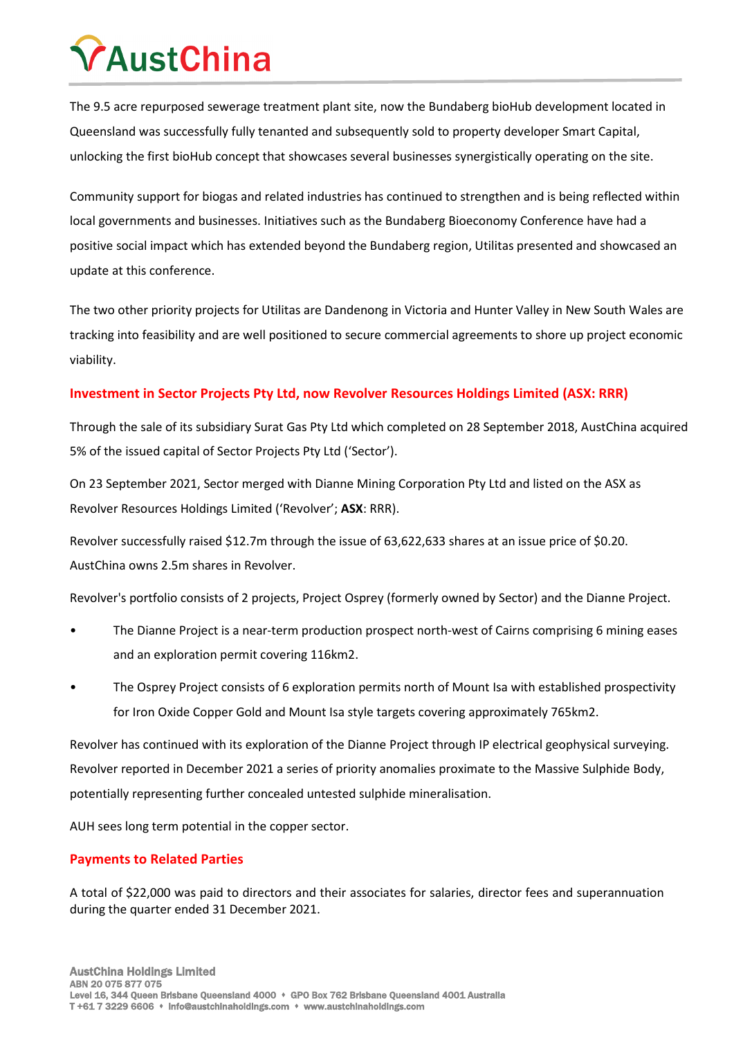The 9.5 acre repurposed sewerage treatment plant site, now the Bundaberg bioHub development located in Queensland was successfully fully tenanted and subsequently sold to property developer Smart Capital, unlocking the first bioHub concept that showcases several businesses synergistically operating on the site.

Community support for biogas and related industries has continued to strengthen and is being reflected within local governments and businesses. Initiatives such as the Bundaberg Bioeconomy Conference have had a positive social impact which has extended beyond the Bundaberg region, Utilitas presented and showcased an update at this conference.

The two other priority projects for Utilitas are Dandenong in Victoria and Hunter Valley in New South Wales are tracking into feasibility and are well positioned to secure commercial agreements to shore up project economic viability.

## Investment in Sector Projects Pty Ltd, now Revolver Resources Holdings Limited (ASX: RRR)

Through the sale of its subsidiary Surat Gas Pty Ltd which completed on 28 September 2018, AustChina acquired 5% of the issued capital of Sector Projects Pty Ltd ('Sector').

On 23 September 2021, Sector merged with Dianne Mining Corporation Pty Ltd and listed on the ASX as Revolver Resources Holdings Limited ('Revolver'; **ASX**: RRR).

Revolver successfully raised $12.7m through the issue of 63,622,633 shares at an issue price of $0.20. AustChina owns 2.5m shares in Revolver.

Revolver's portfolio consists of 2 projects, Project Osprey (formerly owned by Sector) and the Dianne Project.

- The Dianne Project is a near-term production prospect north-west of Cairns comprising 6 mining eases and an exploration permit covering 116km2.
- The Osprey Project consists of 6 exploration permits north of Mount Isa with established prospectivity for Iron Oxide Copper Gold and Mount Isa style targets covering approximately 765km2.

Revolver has continued with its exploration of the Dianne Project through IP electrical geophysical surveying. Revolver reported in December 2021 a series of priority anomalies proximate to the Massive Sulphide Body, potentially representing further concealed untested sulphide mineralisation.

AUH sees long term potential in the copper sector.

## Payments to Related Parties

A total of $22,000 was paid to directors and their associates for salaries, director fees and superannuation during the quarter ended 31 December 2021.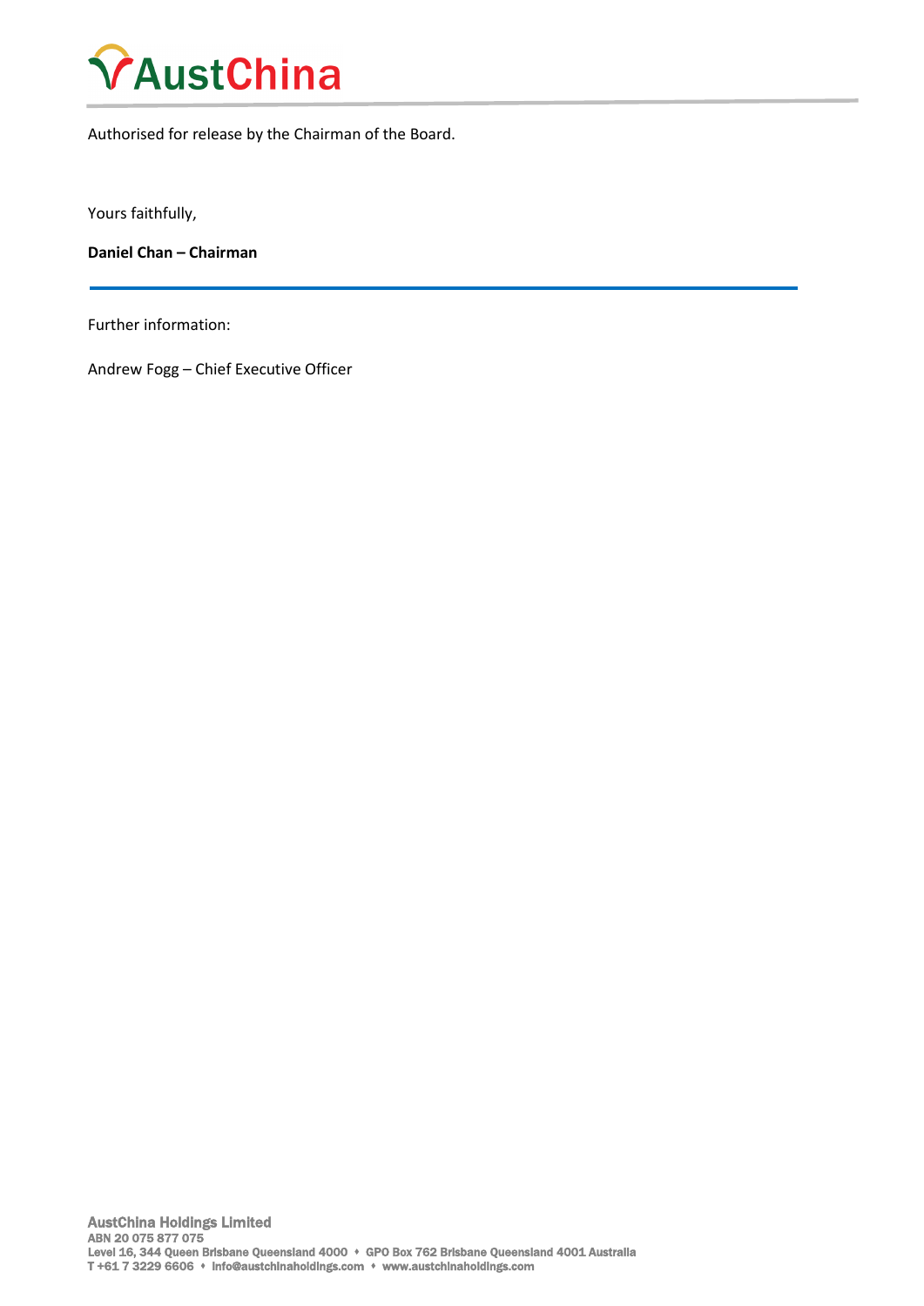Authorised for release by the Chairman of the Board.

Yours faithfully,

**Daniel Chan – Chairman**

---

Further information:

Andrew Fogg – Chief Executive Officer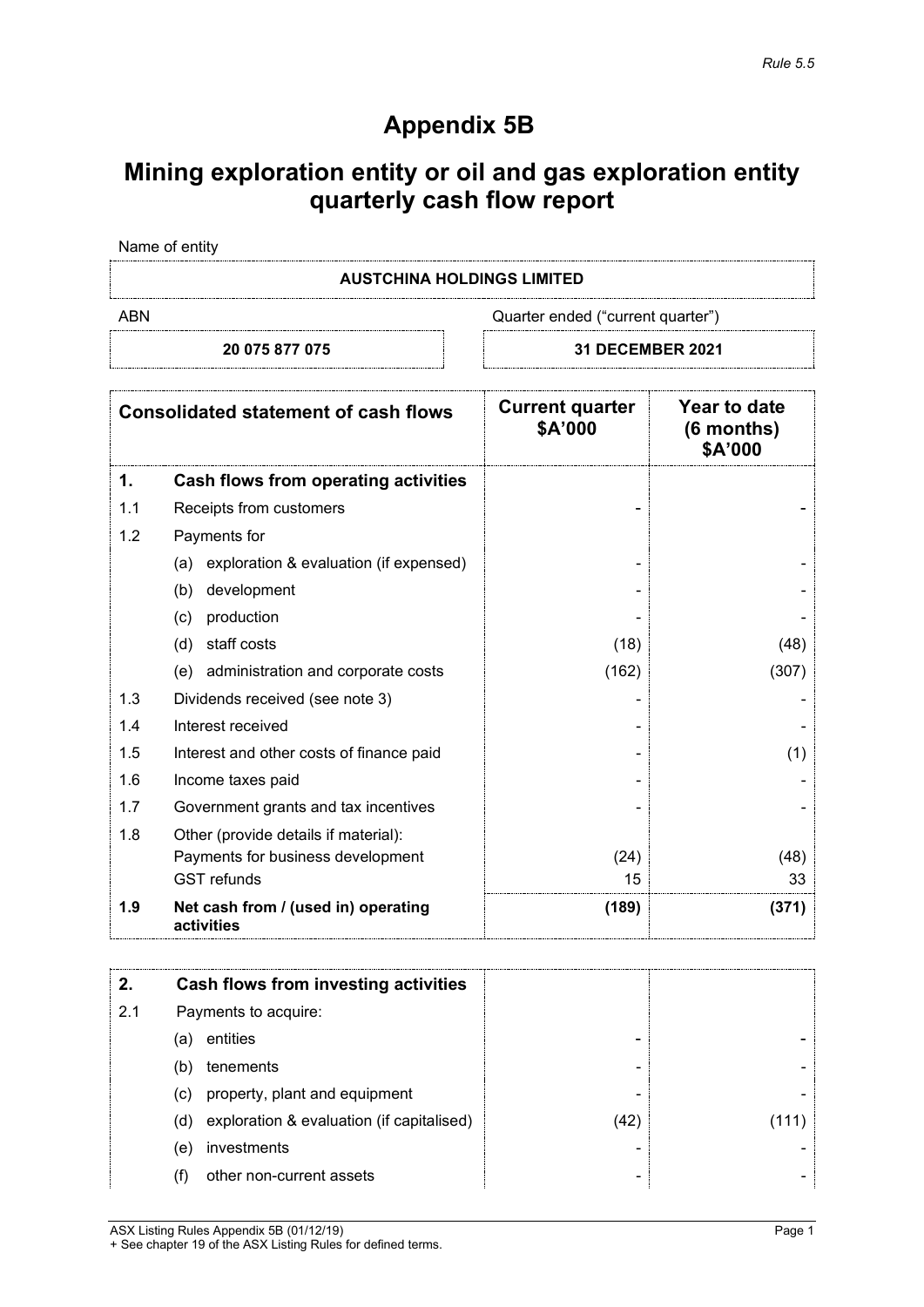*Rule 5.5*

# Appendix 5B

## Mining exploration entity or oil and gas exploration entity quarterly cash flow report

Name of entity

**AUSTCHINA HOLDINGS LIMITED**

| ABN | Quarter ended ("current quarter") |
|---|---|
| **20 075 877 075** | **31 DECEMBER 2021** |

| | **Consolidated statement of cash flows** | **Current quarter \$A'000** | **Year to date (6 months) \$A'000** |
|---|---|---|---|
| **1.** | **Cash flows from operating activities** | | |
| 1.1 | Receipts from customers | - | - |
| 1.2 | Payments for | | |
| | (a) exploration & evaluation (if expensed) | - | - |
| | (b) development | - | - |
| | (c) production | - | - |
| | (d) staff costs | (18) | (48) |
| | (e) administration and corporate costs | (162) | (307) |
| 1.3 | Dividends received (see note 3) | - | - |
| 1.4 | Interest received | - | - |
| 1.5 | Interest and other costs of finance paid | - | (1) |
| 1.6 | Income taxes paid | - | - |
| 1.7 | Government grants and tax incentives | - | - |
| 1.8 | Other (provide details if material): | | |
| | Payments for business development | (24) | (48) |
| | GST refunds | 15 | 33 |
| **1.9** | **Net cash from / (used in) operating activities** | **(189)** | **(371)** |

| | | | |
|---|---|---|---|
| **2.** | **Cash flows from investing activities** | | |
| 2.1 | Payments to acquire: | | |
| | (a) entities | - | - |
| | (b) tenements | - | - |
| | (c) property, plant and equipment | - | - |
| | (d) exploration & evaluation (if capitalised) | (42) | (111) |
| | (e) investments | - | - |
| | (f) other non-current assets | - | - |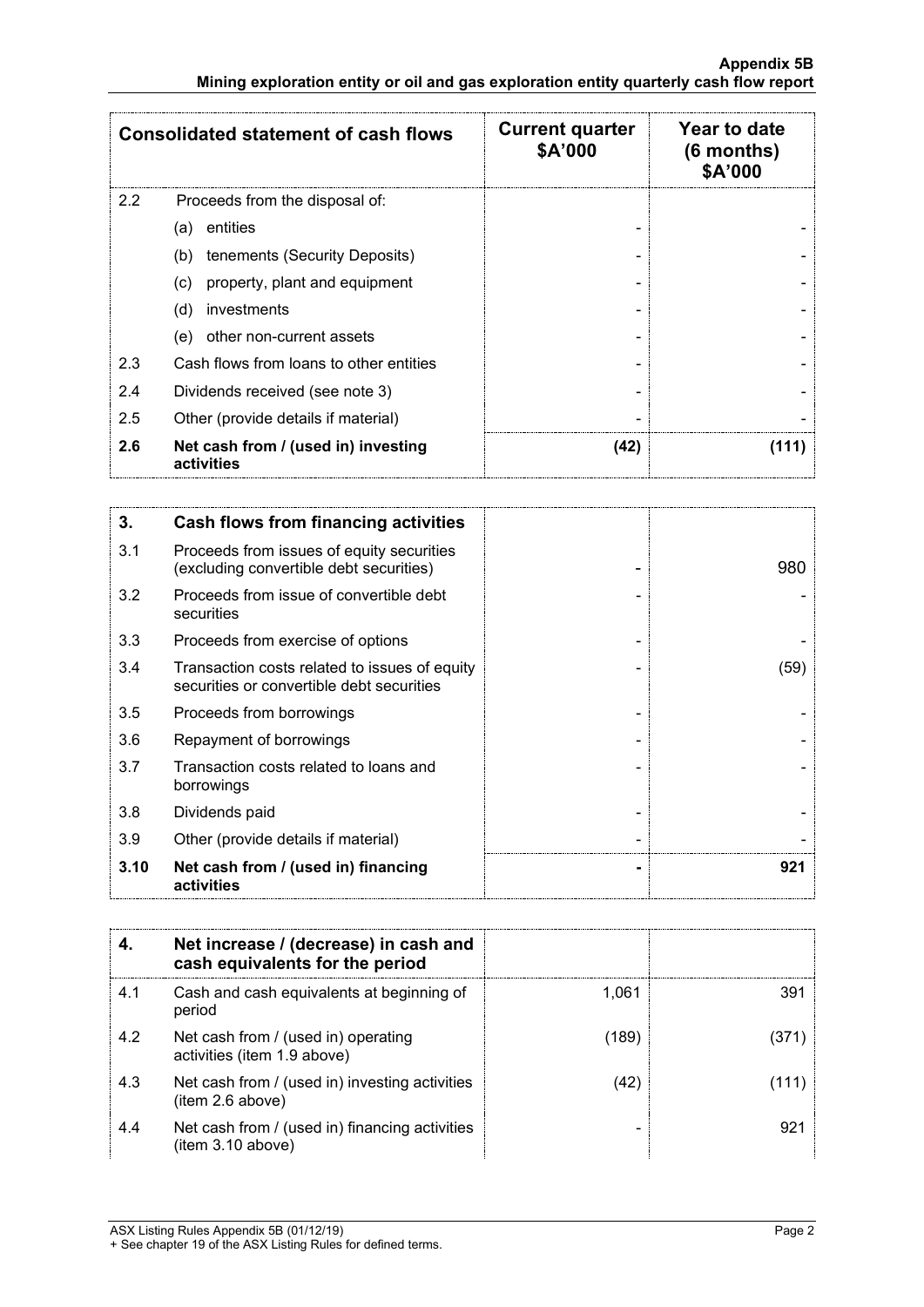| Consolidated statement of cash flows | | Current quarter $A'000 | Year to date (6 months) $A'000 |
|---|---|---|---|
| 2.2 | Proceeds from the disposal of: | | |
| | (a) entities | - | - |
| | (b) tenements (Security Deposits) | - | - |
| | (c) property, plant and equipment | - | - |
| | (d) investments | - | - |
| | (e) other non-current assets | - | - |
| 2.3 | Cash flows from loans to other entities | - | - |
| 2.4 | Dividends received (see note 3) | - | - |
| 2.5 | Other (provide details if material) | - | - |
| **2.6** | **Net cash from / (used in) investing activities** | **(42)** | **(111)** |

| **3.** | **Cash flows from financing activities** | | |
|---|---|---|---|
| 3.1 | Proceeds from issues of equity securities (excluding convertible debt securities) | - | 980 |
| 3.2 | Proceeds from issue of convertible debt securities | - | - |
| 3.3 | Proceeds from exercise of options | - | - |
| 3.4 | Transaction costs related to issues of equity securities or convertible debt securities | - | (59) |
| 3.5 | Proceeds from borrowings | - | - |
| 3.6 | Repayment of borrowings | - | - |
| 3.7 | Transaction costs related to loans and borrowings | - | - |
| 3.8 | Dividends paid | - | - |
| 3.9 | Other (provide details if material) | - | - |
| **3.10** | **Net cash from / (used in) financing activities** | **-** | **921** |

| **4.** | **Net increase / (decrease) in cash and cash equivalents for the period** | | |
|---|---|---|---|
| 4.1 | Cash and cash equivalents at beginning of period | 1,061 | 391 |
| 4.2 | Net cash from / (used in) operating activities (item 1.9 above) | (189) | (371) |
| 4.3 | Net cash from / (used in) investing activities (item 2.6 above) | (42) | (111) |
| 4.4 | Net cash from / (used in) financing activities (item 3.10 above) | - | 921 |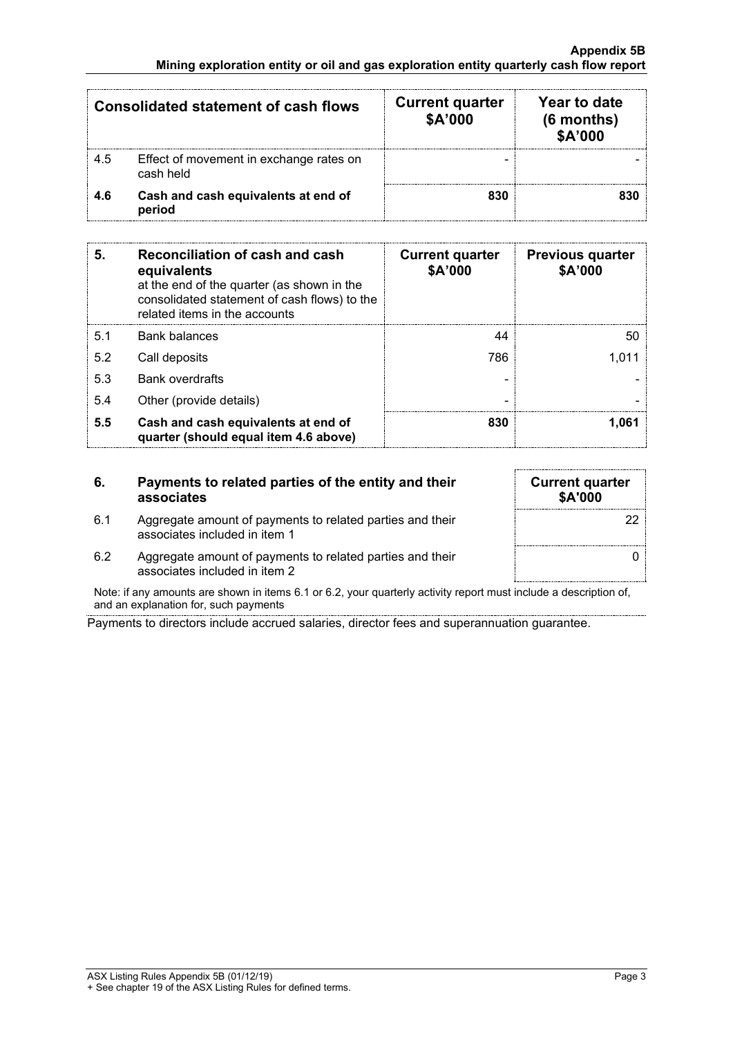| Consolidated statement of cash flows | | Current quarter $A'000 | Year to date (6 months) $A'000 |
|---|---|---|---|
| 4.5 | Effect of movement in exchange rates on cash held | - | - |
| **4.6** | **Cash and cash equivalents at end of period** | **830** | **830** |

| 5. | Reconciliation of cash and cash equivalents at the end of the quarter (as shown in the consolidated statement of cash flows) to the related items in the accounts | Current quarter $A'000 | Previous quarter $A'000 |
|---|---|---|---|
| 5.1 | Bank balances | 44 | 50 |
| 5.2 | Call deposits | 786 | 1,011 |
| 5.3 | Bank overdrafts | - | - |
| 5.4 | Other (provide details) | - | - |
| **5.5** | **Cash and cash equivalents at end of quarter (should equal item 4.6 above)** | **830** | **1,061** |

| 6. | Payments to related parties of the entity and their associates | Current quarter $A'000 |
|---|---|---|
| 6.1 | Aggregate amount of payments to related parties and their associates included in item 1 | 22 |
| 6.2 | Aggregate amount of payments to related parties and their associates included in item 2 | 0 |

Note: if any amounts are shown in items 6.1 or 6.2, your quarterly activity report must include a description of, and an explanation for, such payments

Payments to directors include accrued salaries, director fees and superannuation guarantee.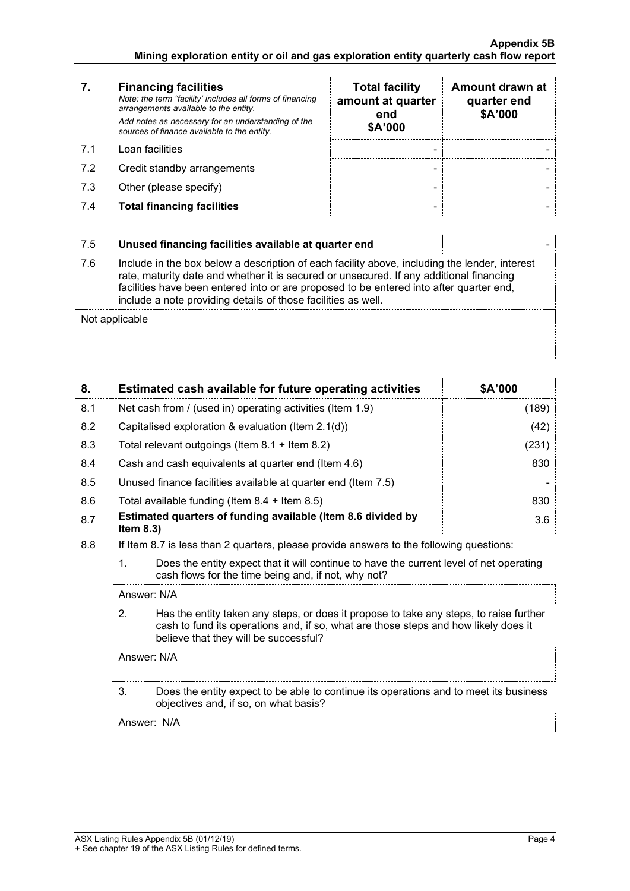| 7. | **Financing facilities** *Note: the term "facility' includes all forms of financing arrangements available to the entity.* *Add notes as necessary for an understanding of the sources of finance available to the entity.* | **Total facility amount at quarter end \$A'000** | **Amount drawn at quarter end \$A'000** |
|---|---|---|---|
| 7.1 | Loan facilities | - | - |
| 7.2 | Credit standby arrangements | - | - |
| 7.3 | Other (please specify) | - | - |
| 7.4 | **Total financing facilities** | - | - |

| | | |
|---|---|---|
| 7.5 | **Unused financing facilities available at quarter end** | - |

7.6 Include in the box below a description of each facility above, including the lender, interest rate, maturity date and whether it is secured or unsecured. If any additional financing facilities have been entered into or are proposed to be entered into after quarter end, include a note providing details of those facilities as well.

Not applicable

| 8. | Estimated cash available for future operating activities | \$A'000 |
|---|---|---|
| 8.1 | Net cash from / (used in) operating activities (Item 1.9) | (189) |
| 8.2 | Capitalised exploration & evaluation (Item 2.1(d)) | (42) |
| 8.3 | Total relevant outgoings (Item 8.1 + Item 8.2) | (231) |
| 8.4 | Cash and cash equivalents at quarter end (Item 4.6) | 830 |
| 8.5 | Unused finance facilities available at quarter end (Item 7.5) | - |
| 8.6 | Total available funding (Item 8.4 + Item 8.5) | 830 |
| 8.7 | **Estimated quarters of funding available (Item 8.6 divided by Item 8.3)** | 3.6 |

8.8 If Item 8.7 is less than 2 quarters, please provide answers to the following questions:

1. Does the entity expect that it will continue to have the current level of net operating cash flows for the time being and, if not, why not?

   Answer: N/A

2. Has the entity taken any steps, or does it propose to take any steps, to raise further cash to fund its operations and, if so, what are those steps and how likely does it believe that they will be successful?

   Answer: N/A

3. Does the entity expect to be able to continue its operations and to meet its business objectives and, if so, on what basis?

   Answer: N/A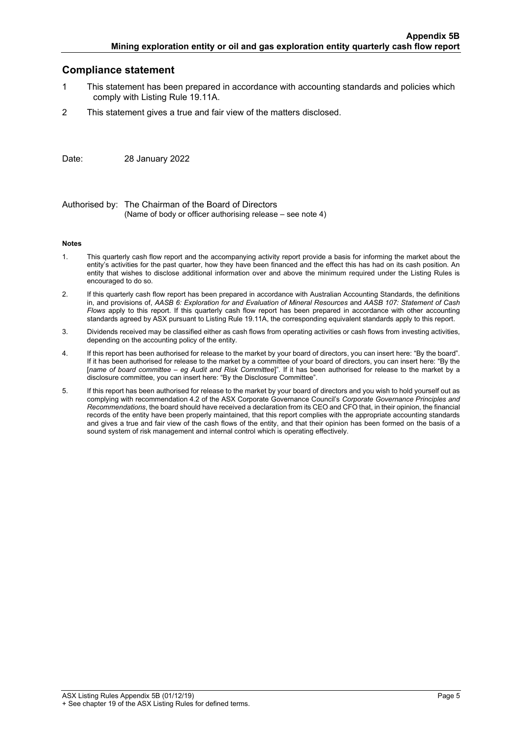## Compliance statement

1 This statement has been prepared in accordance with accounting standards and policies which comply with Listing Rule 19.11A.

2 This statement gives a true and fair view of the matters disclosed.

Date: 28 January 2022

Authorised by: The Chairman of the Board of Directors
(Name of body or officer authorising release – see note 4)

**Notes**

1. This quarterly cash flow report and the accompanying activity report provide a basis for informing the market about the entity's activities for the past quarter, how they have been financed and the effect this has had on its cash position. An entity that wishes to disclose additional information over and above the minimum required under the Listing Rules is encouraged to do so.
2. If this quarterly cash flow report has been prepared in accordance with Australian Accounting Standards, the definitions in, and provisions of, *AASB 6: Exploration for and Evaluation of Mineral Resources* and *AASB 107: Statement of Cash Flows* apply to this report. If this quarterly cash flow report has been prepared in accordance with other accounting standards agreed by ASX pursuant to Listing Rule 19.11A, the corresponding equivalent standards apply to this report.
3. Dividends received may be classified either as cash flows from operating activities or cash flows from investing activities, depending on the accounting policy of the entity.
4. If this report has been authorised for release to the market by your board of directors, you can insert here: "By the board". If it has been authorised for release to the market by a committee of your board of directors, you can insert here: "By the [*name of board committee – eg Audit and Risk Committee*]". If it has been authorised for release to the market by a disclosure committee, you can insert here: "By the Disclosure Committee".
5. If this report has been authorised for release to the market by your board of directors and you wish to hold yourself out as complying with recommendation 4.2 of the ASX Corporate Governance Council's *Corporate Governance Principles and Recommendations*, the board should have received a declaration from its CEO and CFO that, in their opinion, the financial records of the entity have been properly maintained, that this report complies with the appropriate accounting standards and gives a true and fair view of the cash flows of the entity, and that their opinion has been formed on the basis of a sound system of risk management and internal control which is operating effectively.